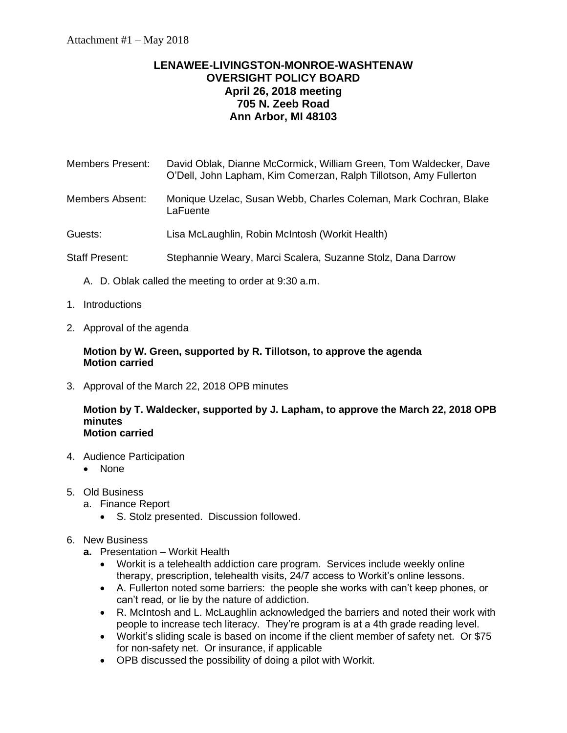Attachment #1 – May 2018

# LENAWEE-LIVINGSTON-MONROE-WASHTENAW OVERSIGHT POLICY BOARD

**April 26, 2018 meeting**
**705 N. Zeeb Road**
**Ann Arbor, MI 48103**

Members Present: David Oblak, Dianne McCormick, William Green, Tom Waldecker, Dave O'Dell, John Lapham, Kim Comerzan, Ralph Tillotson, Amy Fullerton

Members Absent: Monique Uzelac, Susan Webb, Charles Coleman, Mark Cochran, Blake LaFuente

Guests: Lisa McLaughlin, Robin McIntosh (Workit Health)

Staff Present: Stephannie Weary, Marci Scalera, Suzanne Stolz, Dana Darrow

A. D. Oblak called the meeting to order at 9:30 a.m.

1. Introductions

2. Approval of the agenda

   **Motion by W. Green, supported by R. Tillotson, to approve the agenda**
   **Motion carried**

3. Approval of the March 22, 2018 OPB minutes

   **Motion by T. Waldecker, supported by J. Lapham, to approve the March 22, 2018 OPB minutes**
   **Motion carried**

4. Audience Participation
   - None

5. Old Business
   a. Finance Report
      - S. Stolz presented. Discussion followed.

6. New Business
   **a.** Presentation – Workit Health
      - Workit is a telehealth addiction care program. Services include weekly online therapy, prescription, telehealth visits, 24/7 access to Workit's online lessons.
      - A. Fullerton noted some barriers: the people she works with can't keep phones, or can't read, or lie by the nature of addiction.
      - R. McIntosh and L. McLaughlin acknowledged the barriers and noted their work with people to increase tech literacy. They're program is at a 4th grade reading level.
      - Workit's sliding scale is based on income if the client member of safety net. Or $75 for non-safety net. Or insurance, if applicable
      - OPB discussed the possibility of doing a pilot with Workit.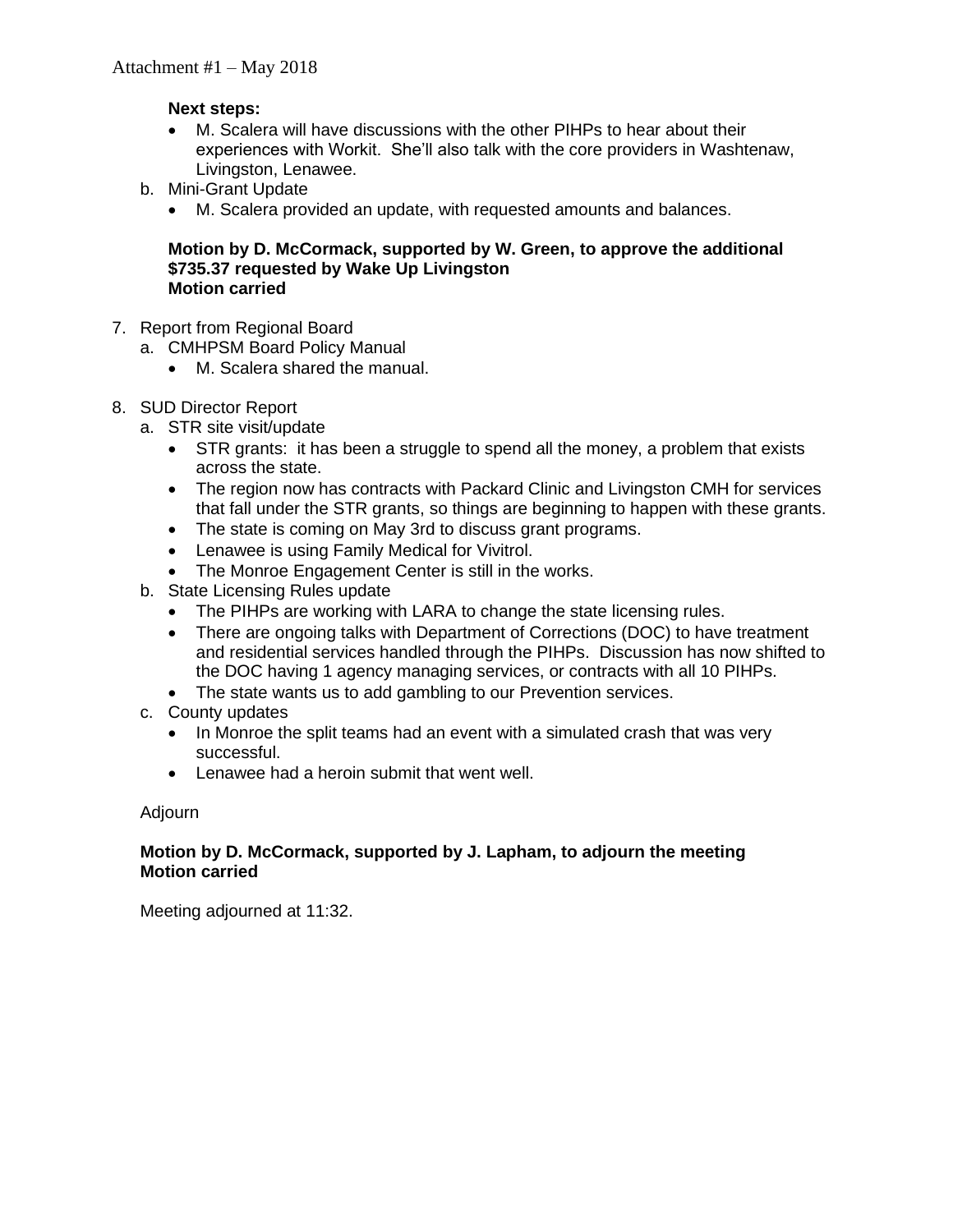**Next steps:**

- M. Scalera will have discussions with the other PIHPs to hear about their experiences with Workit. She'll also talk with the core providers in Washtenaw, Livingston, Lenawee.

b. Mini-Grant Update

- M. Scalera provided an update, with requested amounts and balances.

**Motion by D. McCormack, supported by W. Green, to approve the additional $735.37 requested by Wake Up Livingston**
**Motion carried**

7. Report from Regional Board
   a. CMHPSM Board Policy Manual
      - M. Scalera shared the manual.

8. SUD Director Report
   a. STR site visit/update
      - STR grants: it has been a struggle to spend all the money, a problem that exists across the state.
      - The region now has contracts with Packard Clinic and Livingston CMH for services that fall under the STR grants, so things are beginning to happen with these grants.
      - The state is coming on May 3rd to discuss grant programs.
      - Lenawee is using Family Medical for Vivitrol.
      - The Monroe Engagement Center is still in the works.
   b. State Licensing Rules update
      - The PIHPs are working with LARA to change the state licensing rules.
      - There are ongoing talks with Department of Corrections (DOC) to have treatment and residential services handled through the PIHPs. Discussion has now shifted to the DOC having 1 agency managing services, or contracts with all 10 PIHPs.
      - The state wants us to add gambling to our Prevention services.
   c. County updates
      - In Monroe the split teams had an event with a simulated crash that was very successful.
      - Lenawee had a heroin submit that went well.

Adjourn

**Motion by D. McCormack, supported by J. Lapham, to adjourn the meeting**
**Motion carried**

Meeting adjourned at 11:32.